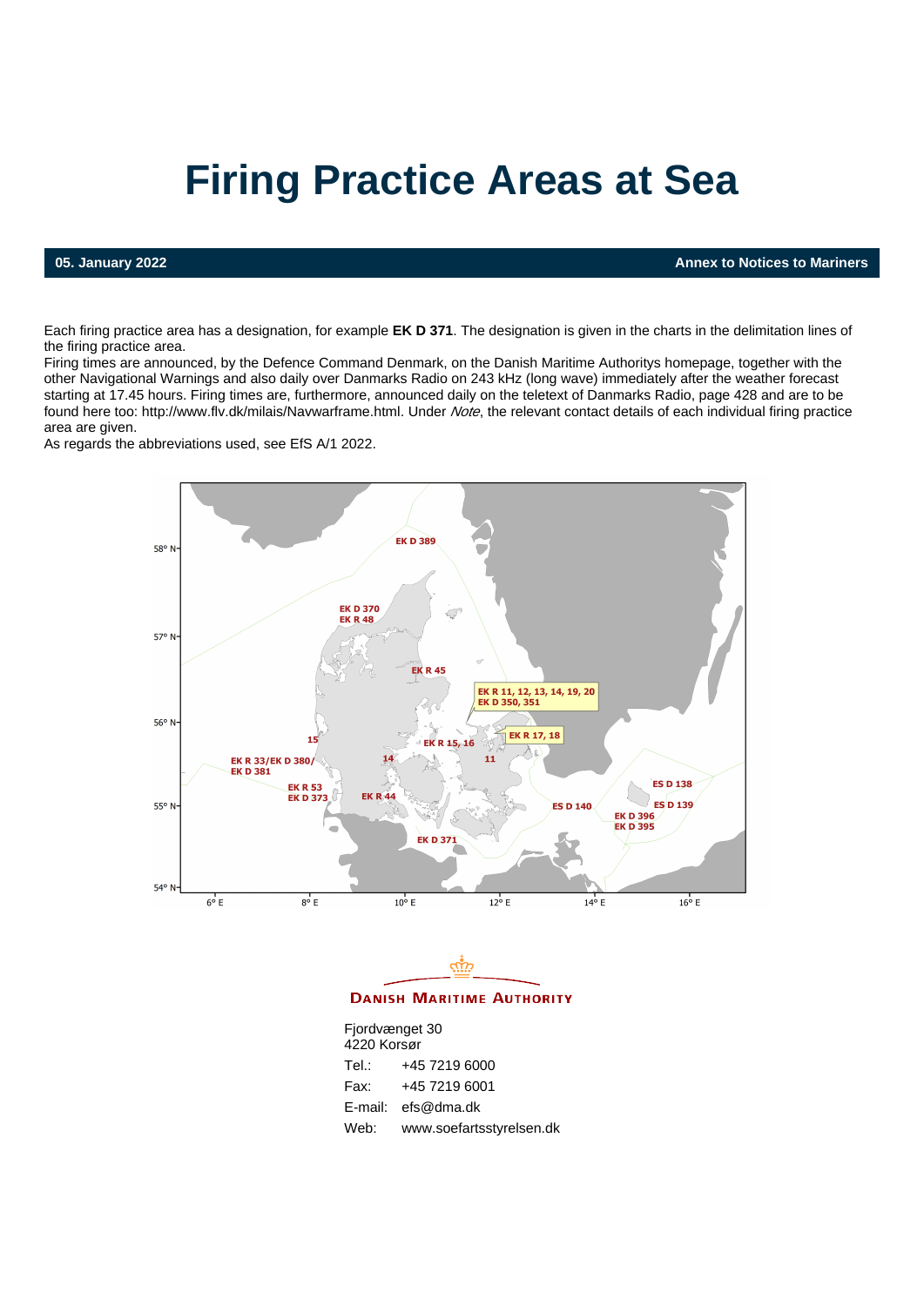# Firing Practice Areas at Sea

**05. January 2022** **Annex to Notices to Mariners**

Each firing practice area has a designation, for example **EK D 371**. The designation is given in the charts in the delimitation lines of the firing practice area.

Firing times are announced, by the Defence Command Denmark, on the Danish Maritime Authoritys homepage, together with the other Navigational Warnings and also daily over Danmarks Radio on 243 kHz (long wave) immediately after the weather forecast starting at 17.45 hours. Firing times are, furthermore, announced daily on the teletext of Danmarks Radio, page 428 and are to be found here too: http://www.flv.dk/milais/Navwarframe.html. Under *Note*, the relevant contact details of each individual firing practice area are given.

As regards the abbreviations used, see EfS A/1 2022.

EK D 389
EK D 370
EK R 48
EK R 45
EK R 11, 12, 13, 14, 19, 20
EK D 350, 351
EK R 17, 18
15
EK R 15, 16
14
11
EK R 33/EK D 380/
EK D 381
EK R 53
EK D 373
EK R 44
ES D 140
ES D 138
ES D 139
EK D 396
EK D 395
EK D 371

**DANISH MARITIME AUTHORITY**

Fjordvænget 30
4220 Korsør

Tel.: +45 7219 6000
Fax: +45 7219 6001
E-mail: efs@dma.dk
Web: www.soefartsstyrelsen.dk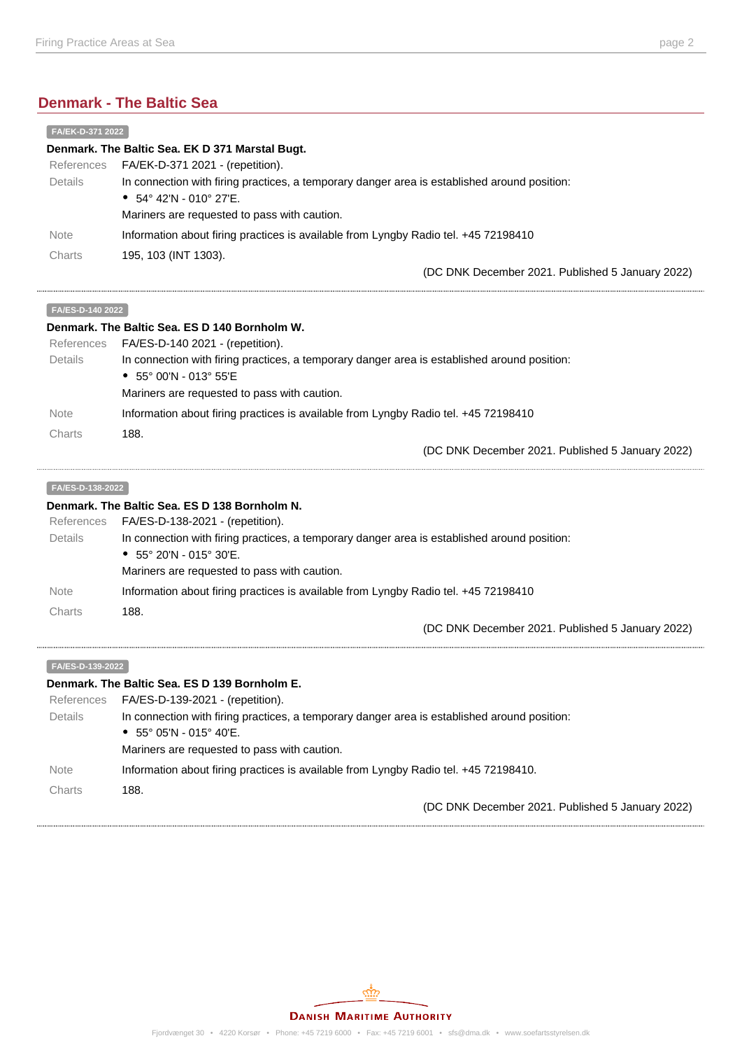## Denmark - The Baltic Sea

FA/EK-D-371 2022

**Denmark. The Baltic Sea. EK D 371 Marstal Bugt.**

References FA/EK-D-371 2021 - (repetition).

Details In connection with firing practices, a temporary danger area is established around position:

- 54° 42'N - 010° 27'E.

Mariners are requested to pass with caution.

Note Information about firing practices is available from Lyngby Radio tel. +45 72198410

Charts 195, 103 (INT 1303).

(DC DNK December 2021. Published 5 January 2022)

---

FA/ES-D-140 2022

**Denmark. The Baltic Sea. ES D 140 Bornholm W.**

References FA/ES-D-140 2021 - (repetition).

Details In connection with firing practices, a temporary danger area is established around position:

- 55° 00'N - 013° 55'E

Mariners are requested to pass with caution.

Note Information about firing practices is available from Lyngby Radio tel. +45 72198410

Charts 188.

(DC DNK December 2021. Published 5 January 2022)

---

FA/ES-D-138-2022

**Denmark. The Baltic Sea. ES D 138 Bornholm N.**

References FA/ES-D-138-2021 - (repetition).

Details In connection with firing practices, a temporary danger area is established around position:

- 55° 20'N - 015° 30'E.

Mariners are requested to pass with caution.

Note Information about firing practices is available from Lyngby Radio tel. +45 72198410

Charts 188.

(DC DNK December 2021. Published 5 January 2022)

---

FA/ES-D-139-2022

**Denmark. The Baltic Sea. ES D 139 Bornholm E.**

References FA/ES-D-139-2021 - (repetition).

Details In connection with firing practices, a temporary danger area is established around position:

- 55° 05'N - 015° 40'E.

Mariners are requested to pass with caution.

Note Information about firing practices is available from Lyngby Radio tel. +45 72198410.

Charts 188.

(DC DNK December 2021. Published 5 January 2022)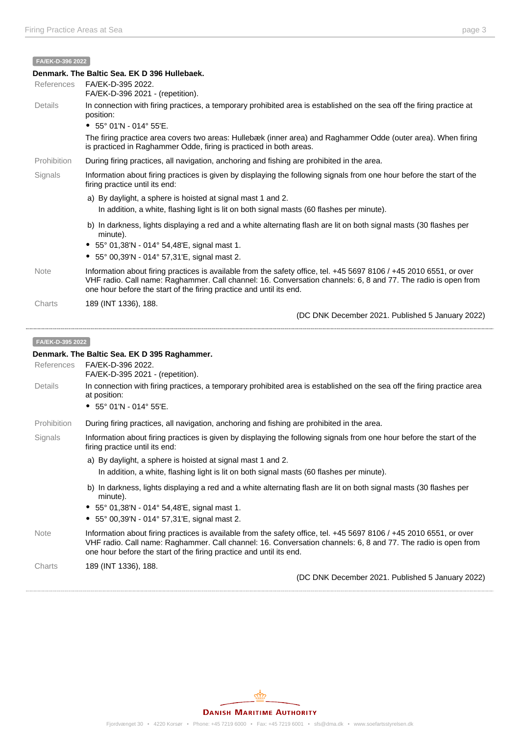FA/EK-D-396 2022

**Denmark. The Baltic Sea. EK D 396 Hullebaek.**

References
FA/EK-D-395 2022.
FA/EK-D-396 2021 - (repetition).

Details
In connection with firing practices, a temporary prohibited area is established on the sea off the firing practice at position:

- 55° 01'N - 014° 55'E.

The firing practice area covers two areas: Hullebæk (inner area) and Raghammer Odde (outer area). When firing is practiced in Raghammer Odde, firing is practiced in both areas.

Prohibition
During firing practices, all navigation, anchoring and fishing are prohibited in the area.

Signals
Information about firing practices is given by displaying the following signals from one hour before the start of the firing practice until its end:

a) By daylight, a sphere is hoisted at signal mast 1 and 2.
In addition, a white, flashing light is lit on both signal masts (60 flashes per minute).

b) In darkness, lights displaying a red and a white alternating flash are lit on both signal masts (30 flashes per minute).

- 55° 01,38'N - 014° 54,48'E, signal mast 1.
- 55° 00,39'N - 014° 57,31'E, signal mast 2.

Note
Information about firing practices is available from the safety office, tel. +45 5697 8106 / +45 2010 6551, or over VHF radio. Call name: Raghammer. Call channel: 16. Conversation channels: 6, 8 and 77. The radio is open from one hour before the start of the firing practice and until its end.

Charts
189 (INT 1336), 188.

(DC DNK December 2021. Published 5 January 2022)

---

FA/EK-D-395 2022

**Denmark. The Baltic Sea. EK D 395 Raghammer.**

References
FA/EK-D-396 2022.
FA/EK-D-395 2021 - (repetition).

Details
In connection with firing practices, a temporary prohibited area is established on the sea off the firing practice area at position:

- 55° 01'N - 014° 55'E.

Prohibition
During firing practices, all navigation, anchoring and fishing are prohibited in the area.

Signals
Information about firing practices is given by displaying the following signals from one hour before the start of the firing practice until its end:

a) By daylight, a sphere is hoisted at signal mast 1 and 2.
In addition, a white, flashing light is lit on both signal masts (60 flashes per minute).

b) In darkness, lights displaying a red and a white alternating flash are lit on both signal masts (30 flashes per minute).

- 55° 01,38'N - 014° 54,48'E, signal mast 1.
- 55° 00,39'N - 014° 57,31'E, signal mast 2.

Note
Information about firing practices is available from the safety office, tel. +45 5697 8106 / +45 2010 6551, or over VHF radio. Call name: Raghammer. Call channel: 16. Conversation channels: 6, 8 and 77. The radio is open from one hour before the start of the firing practice and until its end.

Charts
189 (INT 1336), 188.

(DC DNK December 2021. Published 5 January 2022)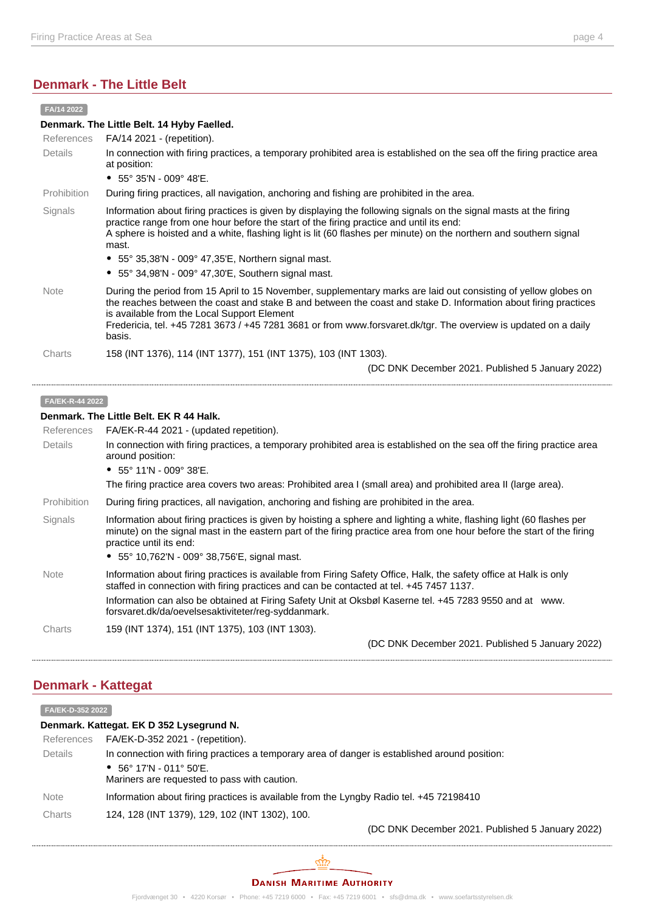## Denmark - The Little Belt

**FA/14 2022**

**Denmark. The Little Belt. 14 Hyby Faelled.**

References FA/14 2021 - (repetition).

Details In connection with firing practices, a temporary prohibited area is established on the sea off the firing practice area at position:

- 55° 35'N - 009° 48'E.

Prohibition During firing practices, all navigation, anchoring and fishing are prohibited in the area.

Signals Information about firing practices is given by displaying the following signals on the signal masts at the firing practice range from one hour before the start of the firing practice and until its end:
A sphere is hoisted and a white, flashing light is lit (60 flashes per minute) on the northern and southern signal mast.

- 55° 35,38'N - 009° 47,35'E, Northern signal mast.
- 55° 34,98'N - 009° 47,30'E, Southern signal mast.

Note During the period from 15 April to 15 November, supplementary marks are laid out consisting of yellow globes on the reaches between the coast and stake B and between the coast and stake D. Information about firing practices is available from the Local Support Element
Fredericia, tel. +45 7281 3673 / +45 7281 3681 or from www.forsvaret.dk/tgr. The overview is updated on a daily basis.

Charts 158 (INT 1376), 114 (INT 1377), 151 (INT 1375), 103 (INT 1303).

(DC DNK December 2021. Published 5 January 2022)

---

**FA/EK-R-44 2022**

**Denmark. The Little Belt. EK R 44 Halk.**

References FA/EK-R-44 2021 - (updated repetition).

Details In connection with firing practices, a temporary prohibited area is established on the sea off the firing practice area around position:

- 55° 11'N - 009° 38'E.

The firing practice area covers two areas: Prohibited area I (small area) and prohibited area II (large area).

Prohibition During firing practices, all navigation, anchoring and fishing are prohibited in the area.

Signals Information about firing practices is given by hoisting a sphere and lighting a white, flashing light (60 flashes per minute) on the signal mast in the eastern part of the firing practice area from one hour before the start of the firing practice until its end:

- 55° 10,762'N - 009° 38,756'E, signal mast.

Note Information about firing practices is available from Firing Safety Office, Halk, the safety office at Halk is only staffed in connection with firing practices and can be contacted at tel. +45 7457 1137.

Information can also be obtained at Firing Safety Unit at Oksbøl Kaserne tel. +45 7283 9550 and at www.forsvaret.dk/da/oevelsesaktiviteter/reg-syddanmark.

Charts 159 (INT 1374), 151 (INT 1375), 103 (INT 1303).

(DC DNK December 2021. Published 5 January 2022)

---

## Denmark - Kattegat

**FA/EK-D-352 2022**

**Denmark. Kattegat. EK D 352 Lysegrund N.**

References FA/EK-D-352 2021 - (repetition).

Details In connection with firing practices a temporary area of danger is established around position:

- 56° 17'N - 011° 50'E.

Mariners are requested to pass with caution.

Note Information about firing practices is available from the Lyngby Radio tel. +45 72198410

Charts 124, 128 (INT 1379), 129, 102 (INT 1302), 100.

(DC DNK December 2021. Published 5 January 2022)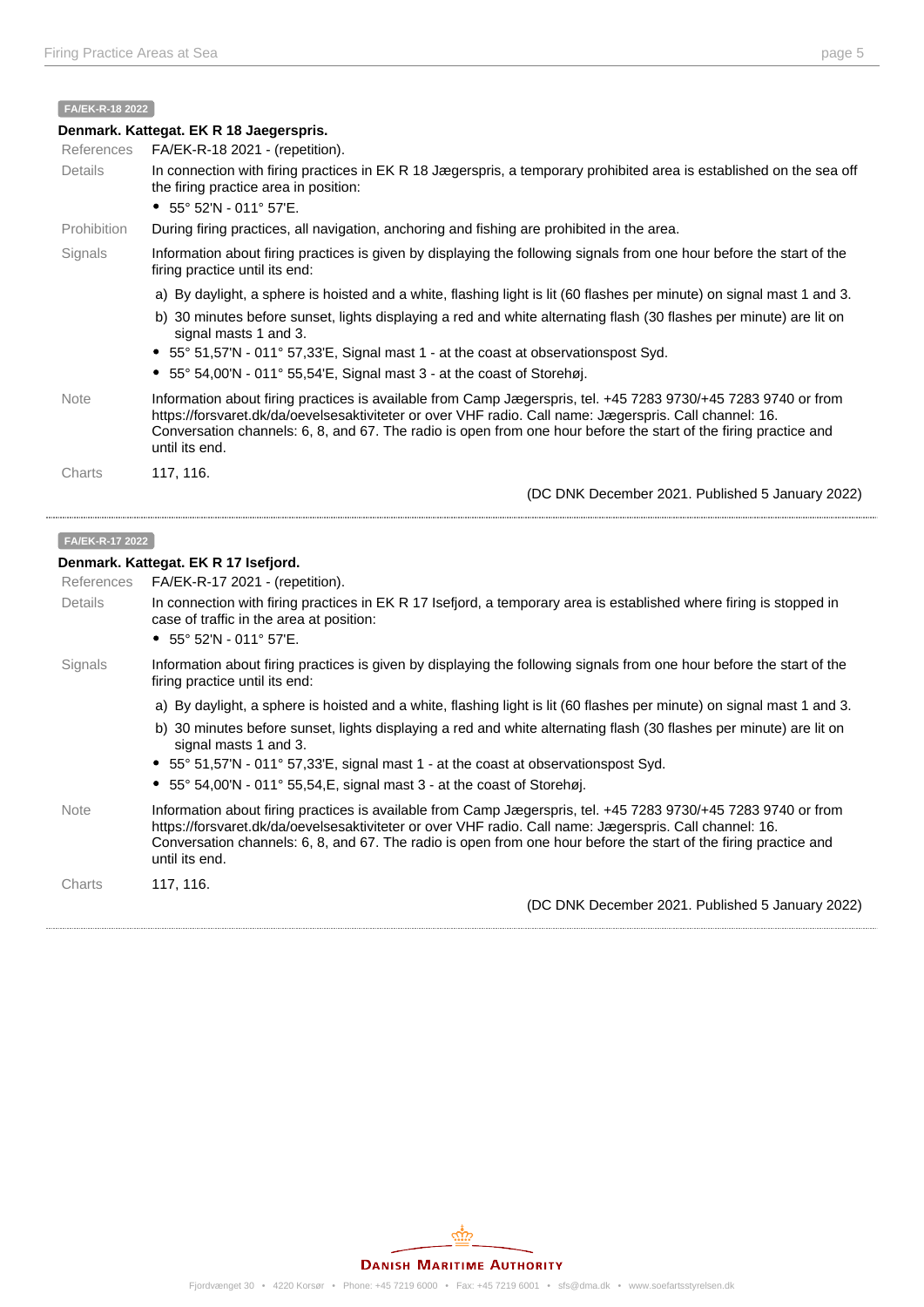**FA/EK-R-18 2022**

**Denmark. Kattegat. EK R 18 Jaegerspris.**

| | |
|---|---|
| References | FA/EK-R-18 2021 - (repetition). |
| Details | In connection with firing practices in EK R 18 Jægerspris, a temporary prohibited area is established on the sea off the firing practice area in position:<br>• 55° 52'N - 011° 57'E. |
| Prohibition | During firing practices, all navigation, anchoring and fishing are prohibited in the area. |
| Signals | Information about firing practices is given by displaying the following signals from one hour before the start of the firing practice until its end:<br>a) By daylight, a sphere is hoisted and a white, flashing light is lit (60 flashes per minute) on signal mast 1 and 3.<br>b) 30 minutes before sunset, lights displaying a red and white alternating flash (30 flashes per minute) are lit on signal masts 1 and 3.<br>• 55° 51,57'N - 011° 57,33'E, Signal mast 1 - at the coast at observationspost Syd.<br>• 55° 54,00'N - 011° 55,54'E, Signal mast 3 - at the coast of Storehøj. |
| Note | Information about firing practices is available from Camp Jægerspris, tel. +45 7283 9730/+45 7283 9740 or from https://forsvaret.dk/da/oevelsesaktiviteter or over VHF radio. Call name: Jægerspris. Call channel: 16. Conversation channels: 6, 8, and 67. The radio is open from one hour before the start of the firing practice and until its end. |
| Charts | 117, 116. |

(DC DNK December 2021. Published 5 January 2022)

---

**FA/EK-R-17 2022**

**Denmark. Kattegat. EK R 17 Isefjord.**

| | |
|---|---|
| References | FA/EK-R-17 2021 - (repetition). |
| Details | In connection with firing practices in EK R 17 Isefjord, a temporary area is established where firing is stopped in case of traffic in the area at position:<br>• 55° 52'N - 011° 57'E. |
| Signals | Information about firing practices is given by displaying the following signals from one hour before the start of the firing practice until its end:<br>a) By daylight, a sphere is hoisted and a white, flashing light is lit (60 flashes per minute) on signal mast 1 and 3.<br>b) 30 minutes before sunset, lights displaying a red and white alternating flash (30 flashes per minute) are lit on signal masts 1 and 3.<br>• 55° 51,57'N - 011° 57,33'E, signal mast 1 - at the coast at observationspost Syd.<br>• 55° 54,00'N - 011° 55,54,E, signal mast 3 - at the coast of Storehøj. |
| Note | Information about firing practices is available from Camp Jægerspris, tel. +45 7283 9730/+45 7283 9740 or from https://forsvaret.dk/da/oevelsesaktiviteter or over VHF radio. Call name: Jægerspris. Call channel: 16. Conversation channels: 6, 8, and 67. The radio is open from one hour before the start of the firing practice and until its end. |
| Charts | 117, 116. |

(DC DNK December 2021. Published 5 January 2022)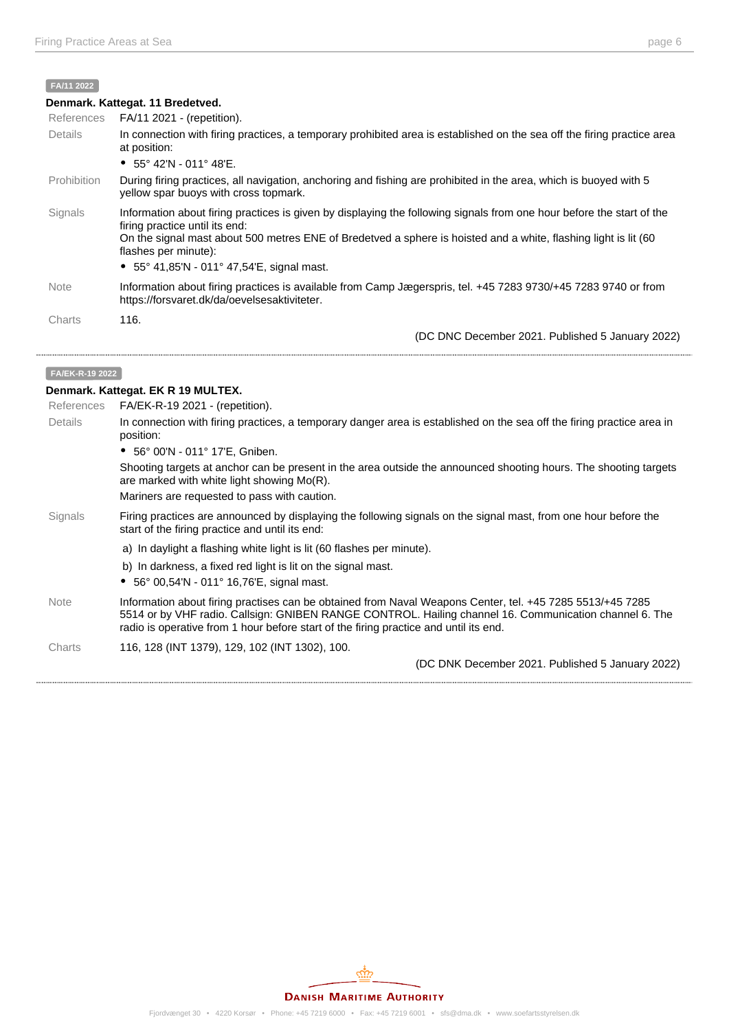**FA/11 2022**

**Denmark. Kattegat. 11 Bredetved.**

| | |
|---|---|
| References | FA/11 2021 - (repetition). |
| Details | In connection with firing practices, a temporary prohibited area is established on the sea off the firing practice area at position:<br>• 55° 42'N - 011° 48'E. |
| Prohibition | During firing practices, all navigation, anchoring and fishing are prohibited in the area, which is buoyed with 5 yellow spar buoys with cross topmark. |
| Signals | Information about firing practices is given by displaying the following signals from one hour before the start of the firing practice until its end:<br>On the signal mast about 500 metres ENE of Bredetved a sphere is hoisted and a white, flashing light is lit (60 flashes per minute):<br>• 55° 41,85'N - 011° 47,54'E, signal mast. |
| Note | Information about firing practices is available from Camp Jægerspris, tel. +45 7283 9730/+45 7283 9740 or from https://forsvaret.dk/da/oevelsesaktiviteter. |
| Charts | 116. |

(DC DNC December 2021. Published 5 January 2022)

---

**FA/EK-R-19 2022**

**Denmark. Kattegat. EK R 19 MULTEX.**

| | |
|---|---|
| References | FA/EK-R-19 2021 - (repetition). |
| Details | In connection with firing practices, a temporary danger area is established on the sea off the firing practice area in position:<br>• 56° 00'N - 011° 17'E, Gniben.<br>Shooting targets at anchor can be present in the area outside the announced shooting hours. The shooting targets are marked with white light showing Mo(R).<br>Mariners are requested to pass with caution. |
| Signals | Firing practices are announced by displaying the following signals on the signal mast, from one hour before the start of the firing practice and until its end:<br>a) In daylight a flashing white light is lit (60 flashes per minute).<br>b) In darkness, a fixed red light is lit on the signal mast.<br>• 56° 00,54'N - 011° 16,76'E, signal mast. |
| Note | Information about firing practises can be obtained from Naval Weapons Center, tel. +45 7285 5513/+45 7285 5514 or by VHF radio. Callsign: GNIBEN RANGE CONTROL. Hailing channel 16. Communication channel 6. The radio is operative from 1 hour before start of the firing practice and until its end. |
| Charts | 116, 128 (INT 1379), 129, 102 (INT 1302), 100. |

(DC DNK December 2021. Published 5 January 2022)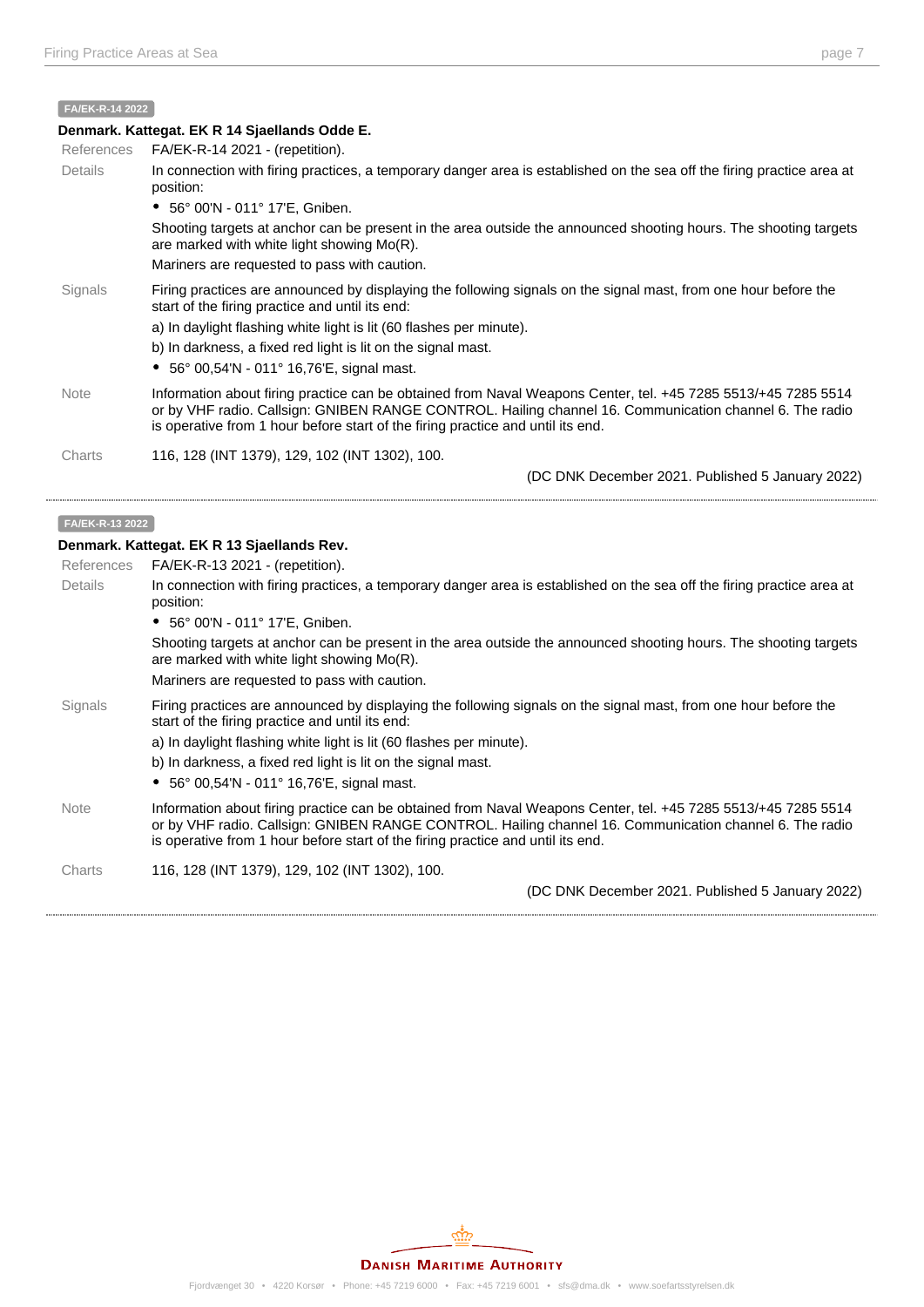FA/EK-R-14 2022

**Denmark. Kattegat. EK R 14 Sjaellands Odde E.**

| | |
|---|---|
| References | FA/EK-R-14 2021 - (repetition). |
| Details | In connection with firing practices, a temporary danger area is established on the sea off the firing practice area at position:<br>• 56° 00'N - 011° 17'E, Gniben.<br>Shooting targets at anchor can be present in the area outside the announced shooting hours. The shooting targets are marked with white light showing Mo(R).<br>Mariners are requested to pass with caution. |
| Signals | Firing practices are announced by displaying the following signals on the signal mast, from one hour before the start of the firing practice and until its end:<br>a) In daylight flashing white light is lit (60 flashes per minute).<br>b) In darkness, a fixed red light is lit on the signal mast.<br>• 56° 00,54'N - 011° 16,76'E, signal mast. |
| Note | Information about firing practice can be obtained from Naval Weapons Center, tel. +45 7285 5513/+45 7285 5514 or by VHF radio. Callsign: GNIBEN RANGE CONTROL. Hailing channel 16. Communication channel 6. The radio is operative from 1 hour before start of the firing practice and until its end. |
| Charts | 116, 128 (INT 1379), 129, 102 (INT 1302), 100. |

(DC DNK December 2021. Published 5 January 2022)

---

FA/EK-R-13 2022

**Denmark. Kattegat. EK R 13 Sjaellands Rev.**

| | |
|---|---|
| References | FA/EK-R-13 2021 - (repetition). |
| Details | In connection with firing practices, a temporary danger area is established on the sea off the firing practice area at position:<br>• 56° 00'N - 011° 17'E, Gniben.<br>Shooting targets at anchor can be present in the area outside the announced shooting hours. The shooting targets are marked with white light showing Mo(R).<br>Mariners are requested to pass with caution. |
| Signals | Firing practices are announced by displaying the following signals on the signal mast, from one hour before the start of the firing practice and until its end:<br>a) In daylight flashing white light is lit (60 flashes per minute).<br>b) In darkness, a fixed red light is lit on the signal mast.<br>• 56° 00,54'N - 011° 16,76'E, signal mast. |
| Note | Information about firing practice can be obtained from Naval Weapons Center, tel. +45 7285 5513/+45 7285 5514 or by VHF radio. Callsign: GNIBEN RANGE CONTROL. Hailing channel 16. Communication channel 6. The radio is operative from 1 hour before start of the firing practice and until its end. |
| Charts | 116, 128 (INT 1379), 129, 102 (INT 1302), 100. |

(DC DNK December 2021. Published 5 January 2022)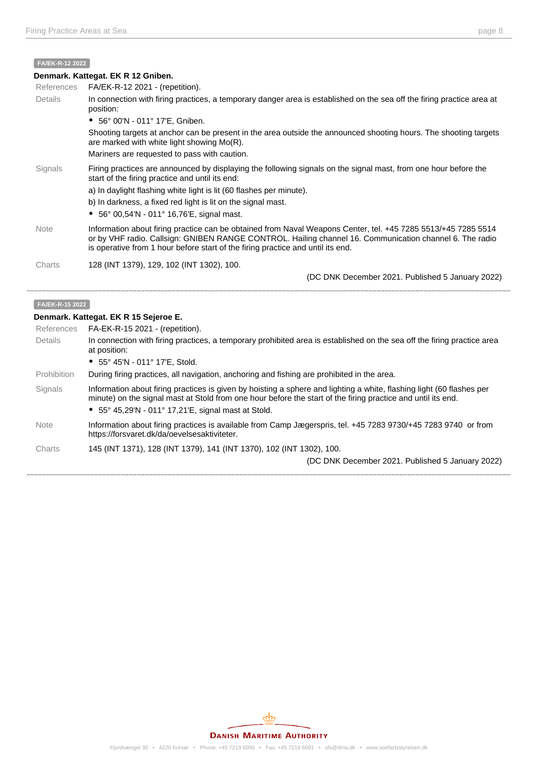FA/EK-R-12 2022

**Denmark. Kattegat. EK R 12 Gniben.**

References FA/EK-R-12 2021 - (repetition).

Details In connection with firing practices, a temporary danger area is established on the sea off the firing practice area at position:

- 56° 00'N - 011° 17'E, Gniben.

Shooting targets at anchor can be present in the area outside the announced shooting hours. The shooting targets are marked with white light showing Mo(R).

Mariners are requested to pass with caution.

Signals Firing practices are announced by displaying the following signals on the signal mast, from one hour before the start of the firing practice and until its end:

a) In daylight flashing white light is lit (60 flashes per minute).

b) In darkness, a fixed red light is lit on the signal mast.

- 56° 00,54'N - 011° 16,76'E, signal mast.

Note Information about firing practice can be obtained from Naval Weapons Center, tel. +45 7285 5513/+45 7285 5514 or by VHF radio. Callsign: GNIBEN RANGE CONTROL. Hailing channel 16. Communication channel 6. The radio is operative from 1 hour before start of the firing practice and until its end.

Charts 128 (INT 1379), 129, 102 (INT 1302), 100.

(DC DNK December 2021. Published 5 January 2022)

---

FA/EK-R-15 2022

**Denmark. Kattegat. EK R 15 Sejeroe E.**

References FA-EK-R-15 2021 - (repetition).

Details In connection with firing practices, a temporary prohibited area is established on the sea off the firing practice area at position:

- 55° 45'N - 011° 17'E, Stold.

Prohibition During firing practices, all navigation, anchoring and fishing are prohibited in the area.

Signals Information about firing practices is given by hoisting a sphere and lighting a white, flashing light (60 flashes per minute) on the signal mast at Stold from one hour before the start of the firing practice and until its end.

- 55° 45,29'N - 011° 17,21'E, signal mast at Stold.

Note Information about firing practices is available from Camp Jægerspris, tel. +45 7283 9730/+45 7283 9740 or from https://forsvaret.dk/da/oevelsesaktiviteter.

Charts 145 (INT 1371), 128 (INT 1379), 141 (INT 1370), 102 (INT 1302), 100.

(DC DNK December 2021. Published 5 January 2022)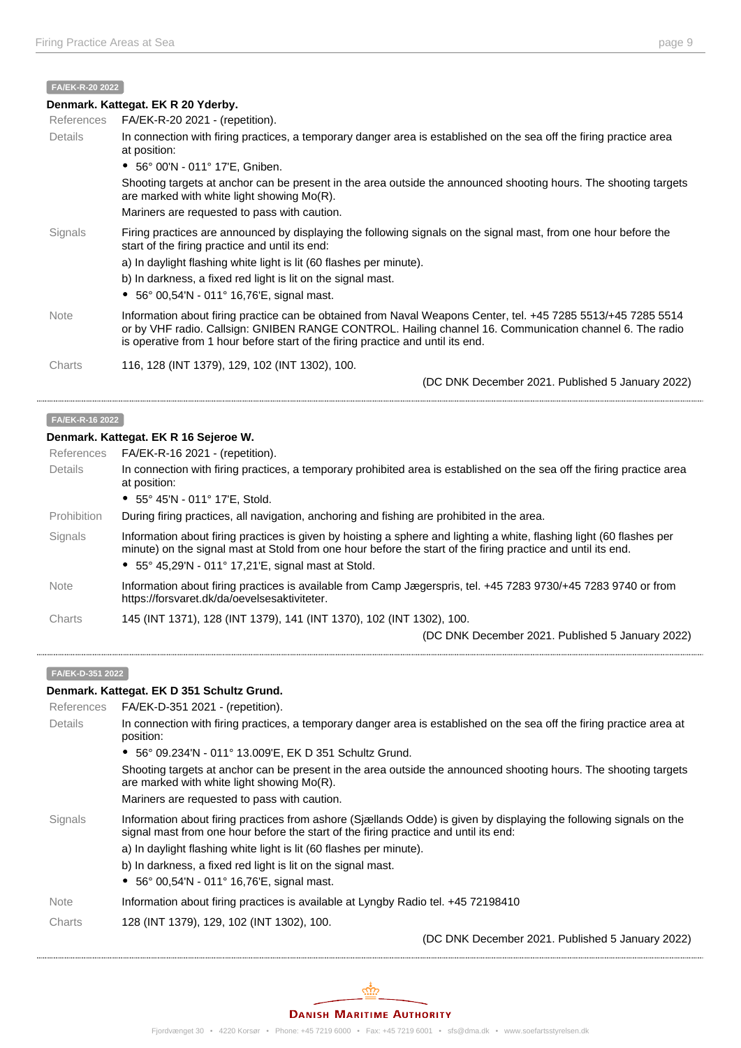**FA/EK-R-20 2022**

**Denmark. Kattegat. EK R 20 Yderby.**

References: FA/EK-R-20 2021 - (repetition).

Details: In connection with firing practices, a temporary danger area is established on the sea off the firing practice area at position:

- 56° 00'N - 011° 17'E, Gniben.

Shooting targets at anchor can be present in the area outside the announced shooting hours. The shooting targets are marked with white light showing Mo(R).

Mariners are requested to pass with caution.

Signals: Firing practices are announced by displaying the following signals on the signal mast, from one hour before the start of the firing practice and until its end:

a) In daylight flashing white light is lit (60 flashes per minute).

b) In darkness, a fixed red light is lit on the signal mast.

- 56° 00,54'N - 011° 16,76'E, signal mast.

Note: Information about firing practice can be obtained from Naval Weapons Center, tel. +45 7285 5513/+45 7285 5514 or by VHF radio. Callsign: GNIBEN RANGE CONTROL. Hailing channel 16. Communication channel 6. The radio is operative from 1 hour before start of the firing practice and until its end.

Charts: 116, 128 (INT 1379), 129, 102 (INT 1302), 100.

(DC DNK December 2021. Published 5 January 2022)

---

**FA/EK-R-16 2022**

**Denmark. Kattegat. EK R 16 Sejeroe W.**

References: FA/EK-R-16 2021 - (repetition).

Details: In connection with firing practices, a temporary prohibited area is established on the sea off the firing practice area at position:

- 55° 45'N - 011° 17'E, Stold.

Prohibition: During firing practices, all navigation, anchoring and fishing are prohibited in the area.

Signals: Information about firing practices is given by hoisting a sphere and lighting a white, flashing light (60 flashes per minute) on the signal mast at Stold from one hour before the start of the firing practice and until its end.

- 55° 45,29'N - 011° 17,21'E, signal mast at Stold.

Note: Information about firing practices is available from Camp Jægerspris, tel. +45 7283 9730/+45 7283 9740 or from https://forsvaret.dk/da/oevelsesaktiviteter.

Charts: 145 (INT 1371), 128 (INT 1379), 141 (INT 1370), 102 (INT 1302), 100.

(DC DNK December 2021. Published 5 January 2022)

---

**FA/EK-D-351 2022**

**Denmark. Kattegat. EK D 351 Schultz Grund.**

References: FA/EK-D-351 2021 - (repetition).

Details: In connection with firing practices, a temporary danger area is established on the sea off the firing practice area at position:

- 56° 09.234'N - 011° 13.009'E, EK D 351 Schultz Grund.

Shooting targets at anchor can be present in the area outside the announced shooting hours. The shooting targets are marked with white light showing Mo(R).

Mariners are requested to pass with caution.

Signals: Information about firing practices from ashore (Sjællands Odde) is given by displaying the following signals on the signal mast from one hour before the start of the firing practice and until its end:

a) In daylight flashing white light is lit (60 flashes per minute).

b) In darkness, a fixed red light is lit on the signal mast.

- 56° 00,54'N - 011° 16,76'E, signal mast.

Note: Information about firing practices is available at Lyngby Radio tel. +45 72198410

Charts: 128 (INT 1379), 129, 102 (INT 1302), 100.

(DC DNK December 2021. Published 5 January 2022)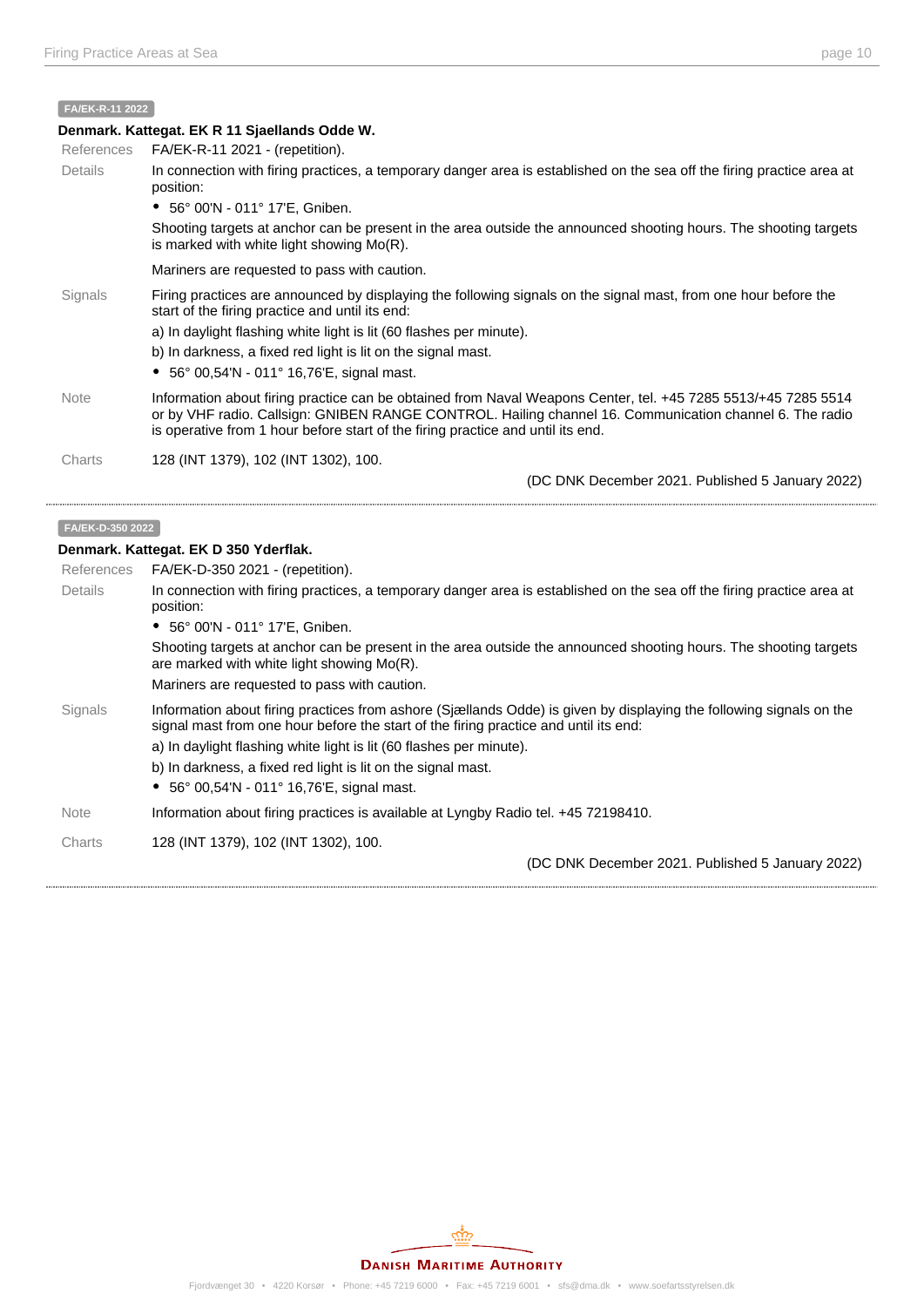FA/EK-R-11 2022

**Denmark. Kattegat. EK R 11 Sjaellands Odde W.**

References FA/EK-R-11 2021 - (repetition).

Details In connection with firing practices, a temporary danger area is established on the sea off the firing practice area at position:

- 56° 00'N - 011° 17'E, Gniben.

Shooting targets at anchor can be present in the area outside the announced shooting hours. The shooting targets is marked with white light showing Mo(R).

Mariners are requested to pass with caution.

Signals Firing practices are announced by displaying the following signals on the signal mast, from one hour before the start of the firing practice and until its end:

a) In daylight flashing white light is lit (60 flashes per minute).

b) In darkness, a fixed red light is lit on the signal mast.

- 56° 00,54'N - 011° 16,76'E, signal mast.

Note Information about firing practice can be obtained from Naval Weapons Center, tel. +45 7285 5513/+45 7285 5514 or by VHF radio. Callsign: GNIBEN RANGE CONTROL. Hailing channel 16. Communication channel 6. The radio is operative from 1 hour before start of the firing practice and until its end.

Charts 128 (INT 1379), 102 (INT 1302), 100.

(DC DNK December 2021. Published 5 January 2022)

---

FA/EK-D-350 2022

**Denmark. Kattegat. EK D 350 Yderflak.**

References FA/EK-D-350 2021 - (repetition).

Details In connection with firing practices, a temporary danger area is established on the sea off the firing practice area at position:

- 56° 00'N - 011° 17'E, Gniben.

Shooting targets at anchor can be present in the area outside the announced shooting hours. The shooting targets are marked with white light showing Mo(R).

Mariners are requested to pass with caution.

Signals Information about firing practices from ashore (Sjællands Odde) is given by displaying the following signals on the signal mast from one hour before the start of the firing practice and until its end:

a) In daylight flashing white light is lit (60 flashes per minute).

b) In darkness, a fixed red light is lit on the signal mast.

- 56° 00,54'N - 011° 16,76'E, signal mast.

Note Information about firing practices is available at Lyngby Radio tel. +45 72198410.

Charts 128 (INT 1379), 102 (INT 1302), 100.

(DC DNK December 2021. Published 5 January 2022)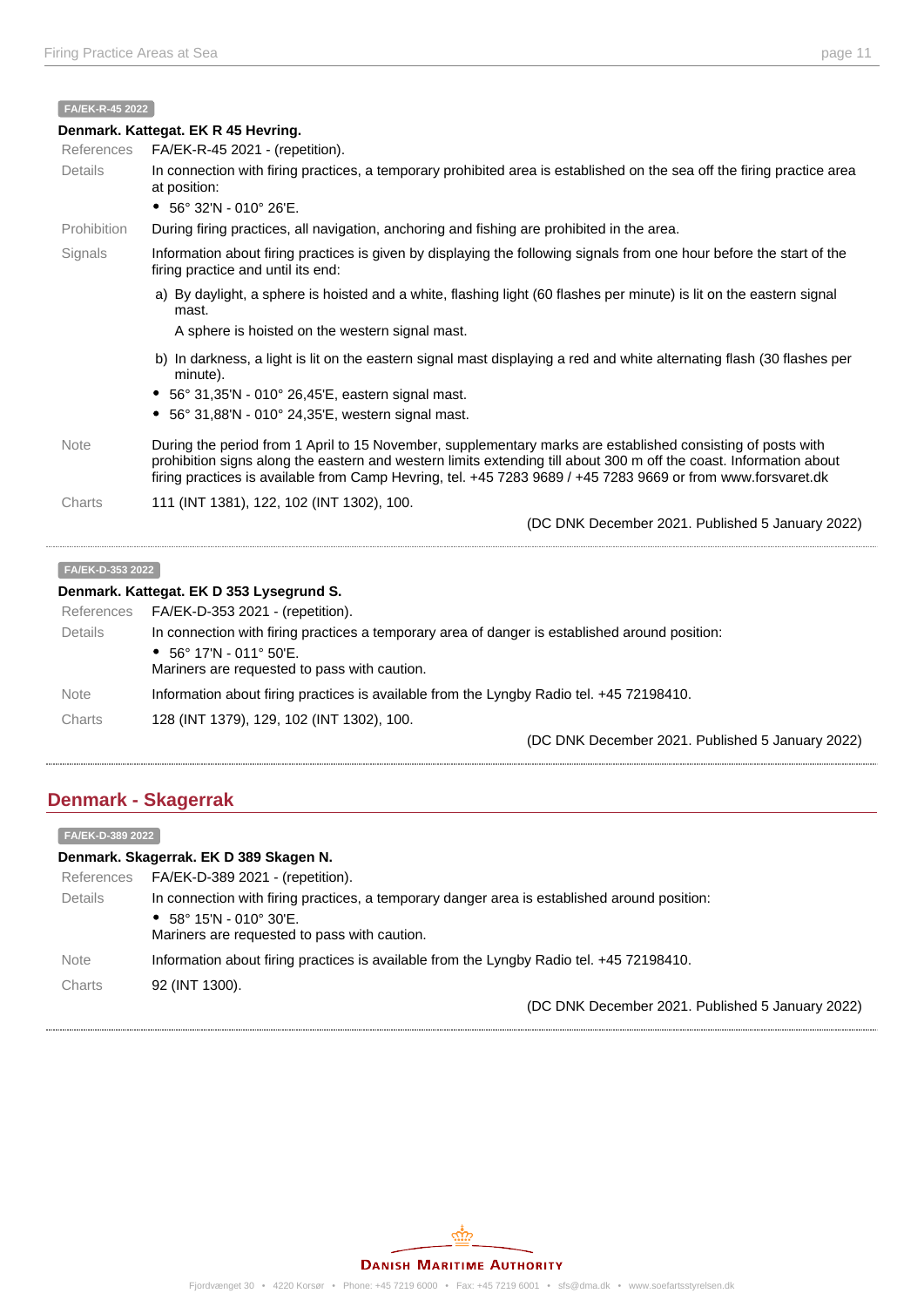FA/EK-R-45 2022

**Denmark. Kattegat. EK R 45 Hevring.**

| | |
|---|---|
| References | FA/EK-R-45 2021 - (repetition). |
| Details | In connection with firing practices, a temporary prohibited area is established on the sea off the firing practice area at position:<br>• 56° 32'N - 010° 26'E. |
| Prohibition | During firing practices, all navigation, anchoring and fishing are prohibited in the area. |
| Signals | Information about firing practices is given by displaying the following signals from one hour before the start of the firing practice and until its end:<br>a) By daylight, a sphere is hoisted and a white, flashing light (60 flashes per minute) is lit on the eastern signal mast.<br>A sphere is hoisted on the western signal mast.<br>b) In darkness, a light is lit on the eastern signal mast displaying a red and white alternating flash (30 flashes per minute).<br>• 56° 31,35'N - 010° 26,45'E, eastern signal mast.<br>• 56° 31,88'N - 010° 24,35'E, western signal mast. |
| Note | During the period from 1 April to 15 November, supplementary marks are established consisting of posts with prohibition signs along the eastern and western limits extending till about 300 m off the coast. Information about firing practices is available from Camp Hevring, tel. +45 7283 9689 / +45 7283 9669 or from www.forsvaret.dk |
| Charts | 111 (INT 1381), 122, 102 (INT 1302), 100. |

(DC DNK December 2021. Published 5 January 2022)

---

FA/EK-D-353 2022

**Denmark. Kattegat. EK D 353 Lysegrund S.**

| | |
|---|---|
| References | FA/EK-D-353 2021 - (repetition). |
| Details | In connection with firing practices a temporary area of danger is established around position:<br>• 56° 17'N - 011° 50'E.<br>Mariners are requested to pass with caution. |
| Note | Information about firing practices is available from the Lyngby Radio tel. +45 72198410. |
| Charts | 128 (INT 1379), 129, 102 (INT 1302), 100. |

(DC DNK December 2021. Published 5 January 2022)

---

## Denmark - Skagerrak

FA/EK-D-389 2022

**Denmark. Skagerrak. EK D 389 Skagen N.**

| | |
|---|---|
| References | FA/EK-D-389 2021 - (repetition). |
| Details | In connection with firing practices, a temporary danger area is established around position:<br>• 58° 15'N - 010° 30'E.<br>Mariners are requested to pass with caution. |
| Note | Information about firing practices is available from the Lyngby Radio tel. +45 72198410. |
| Charts | 92 (INT 1300). |

(DC DNK December 2021. Published 5 January 2022)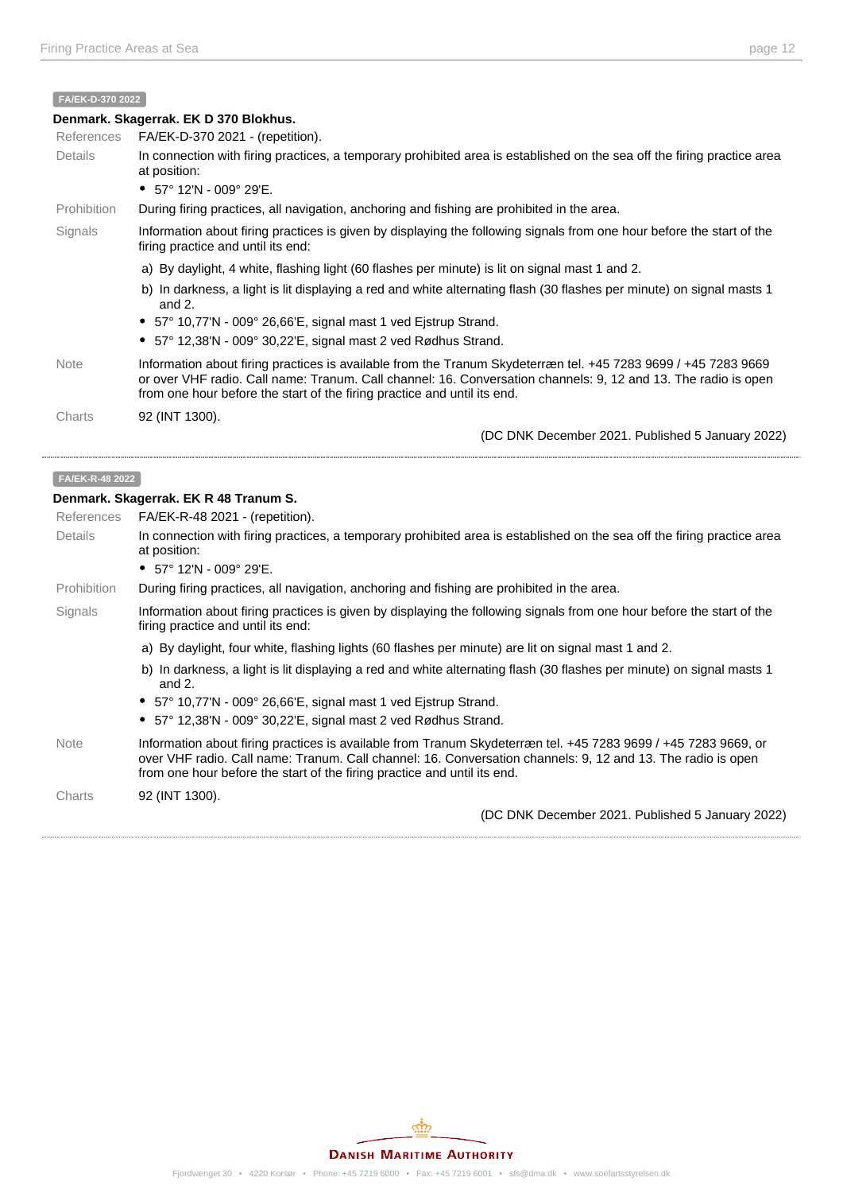**FA/EK-D-370 2022**

**Denmark. Skagerrak. EK D 370 Blokhus.**

| | |
|---|---|
| References | FA/EK-D-370 2021 - (repetition). |
| Details | In connection with firing practices, a temporary prohibited area is established on the sea off the firing practice area at position:<br>• 57° 12'N - 009° 29'E. |
| Prohibition | During firing practices, all navigation, anchoring and fishing are prohibited in the area. |
| Signals | Information about firing practices is given by displaying the following signals from one hour before the start of the firing practice and until its end:<br>a) By daylight, 4 white, flashing light (60 flashes per minute) is lit on signal mast 1 and 2.<br>b) In darkness, a light is lit displaying a red and white alternating flash (30 flashes per minute) on signal masts 1 and 2.<br>• 57° 10,77'N - 009° 26,66'E, signal mast 1 ved Ejstrup Strand.<br>• 57° 12,38'N - 009° 30,22'E, signal mast 2 ved Rødhus Strand. |
| Note | Information about firing practices is available from the Tranum Skydeterræn tel. +45 7283 9699 / +45 7283 9669 or over VHF radio. Call name: Tranum. Call channel: 16. Conversation channels: 9, 12 and 13. The radio is open from one hour before the start of the firing practice and until its end. |
| Charts | 92 (INT 1300). |

(DC DNK December 2021. Published 5 January 2022)

---

**FA/EK-R-48 2022**

**Denmark. Skagerrak. EK R 48 Tranum S.**

| | |
|---|---|
| References | FA/EK-R-48 2021 - (repetition). |
| Details | In connection with firing practices, a temporary prohibited area is established on the sea off the firing practice area at position:<br>• 57° 12'N - 009° 29'E. |
| Prohibition | During firing practices, all navigation, anchoring and fishing are prohibited in the area. |
| Signals | Information about firing practices is given by displaying the following signals from one hour before the start of the firing practice and until its end:<br>a) By daylight, four white, flashing lights (60 flashes per minute) are lit on signal mast 1 and 2.<br>b) In darkness, a light is lit displaying a red and white alternating flash (30 flashes per minute) on signal masts 1 and 2.<br>• 57° 10,77'N - 009° 26,66'E, signal mast 1 ved Ejstrup Strand.<br>• 57° 12,38'N - 009° 30,22'E, signal mast 2 ved Rødhus Strand. |
| Note | Information about firing practices is available from Tranum Skydeterræn tel. +45 7283 9699 / +45 7283 9669, or over VHF radio. Call name: Tranum. Call channel: 16. Conversation channels: 9, 12 and 13. The radio is open from one hour before the start of the firing practice and until its end. |
| Charts | 92 (INT 1300). |

(DC DNK December 2021. Published 5 January 2022)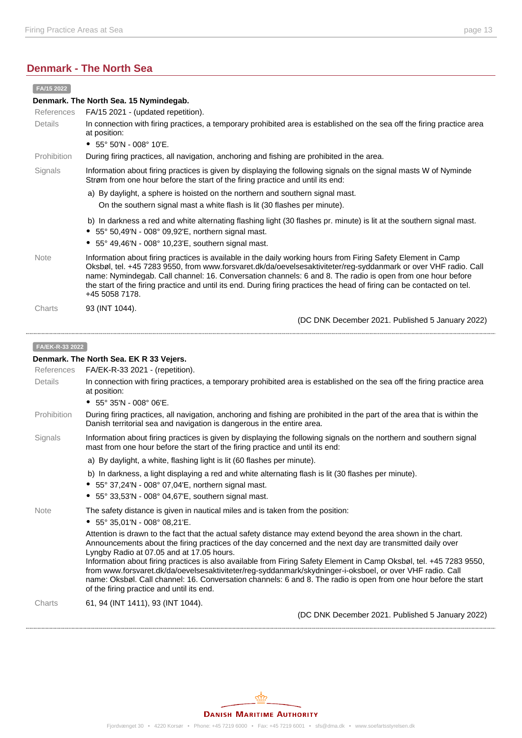## Denmark - The North Sea

**FA/15 2022**

**Denmark. The North Sea. 15 Nymindegab.**

References: FA/15 2021 - (updated repetition).

Details: In connection with firing practices, a temporary prohibited area is established on the sea off the firing practice area at position:

- 55° 50'N - 008° 10'E.

Prohibition: During firing practices, all navigation, anchoring and fishing are prohibited in the area.

Signals: Information about firing practices is given by displaying the following signals on the signal masts W of Nyminde Strøm from one hour before the start of the firing practice and until its end:

a) By daylight, a sphere is hoisted on the northern and southern signal mast.
On the southern signal mast a white flash is lit (30 flashes per minute).

b) In darkness a red and white alternating flashing light (30 flashes pr. minute) is lit at the southern signal mast.

- 55° 50,49'N - 008° 09,92'E, northern signal mast.
- 55° 49,46'N - 008° 10,23'E, southern signal mast.

Note: Information about firing practices is available in the daily working hours from Firing Safety Element in Camp Oksbøl, tel. +45 7283 9550, from www.forsvaret.dk/da/oevelsesaktiviteter/reg-syddanmark or over VHF radio. Call name: Nymindegab. Call channel: 16. Conversation channels: 6 and 8. The radio is open from one hour before the start of the firing practice and until its end. During firing practices the head of firing can be contacted on tel. +45 5058 7178.

Charts: 93 (INT 1044).

(DC DNK December 2021. Published 5 January 2022)

---

**FA/EK-R-33 2022**

**Denmark. The North Sea. EK R 33 Vejers.**

References: FA/EK-R-33 2021 - (repetition).

Details: In connection with firing practices, a temporary prohibited area is established on the sea off the firing practice area at position:

- 55° 35'N - 008° 06'E.

Prohibition: During firing practices, all navigation, anchoring and fishing are prohibited in the part of the area that is within the Danish territorial sea and navigation is dangerous in the entire area.

Signals: Information about firing practices is given by displaying the following signals on the northern and southern signal mast from one hour before the start of the firing practice and until its end:

a) By daylight, a white, flashing light is lit (60 flashes per minute).

b) In darkness, a light displaying a red and white alternating flash is lit (30 flashes per minute).

- 55° 37,24'N - 008° 07,04'E, northern signal mast.
- 55° 33,53'N - 008° 04,67'E, southern signal mast.

Note: The safety distance is given in nautical miles and is taken from the position:

- 55° 35,01'N - 008° 08,21'E.

Attention is drawn to the fact that the actual safety distance may extend beyond the area shown in the chart. Announcements about the firing practices of the day concerned and the next day are transmitted daily over Lyngby Radio at 07.05 and at 17.05 hours.
Information about firing practices is also available from Firing Safety Element in Camp Oksbøl, tel. +45 7283 9550, from www.forsvaret.dk/da/oevelsesaktiviteter/reg-syddanmark/skydninger-i-oksboel, or over VHF radio. Call name: Oksbøl. Call channel: 16. Conversation channels: 6 and 8. The radio is open from one hour before the start of the firing practice and until its end.

Charts: 61, 94 (INT 1411), 93 (INT 1044).

(DC DNK December 2021. Published 5 January 2022)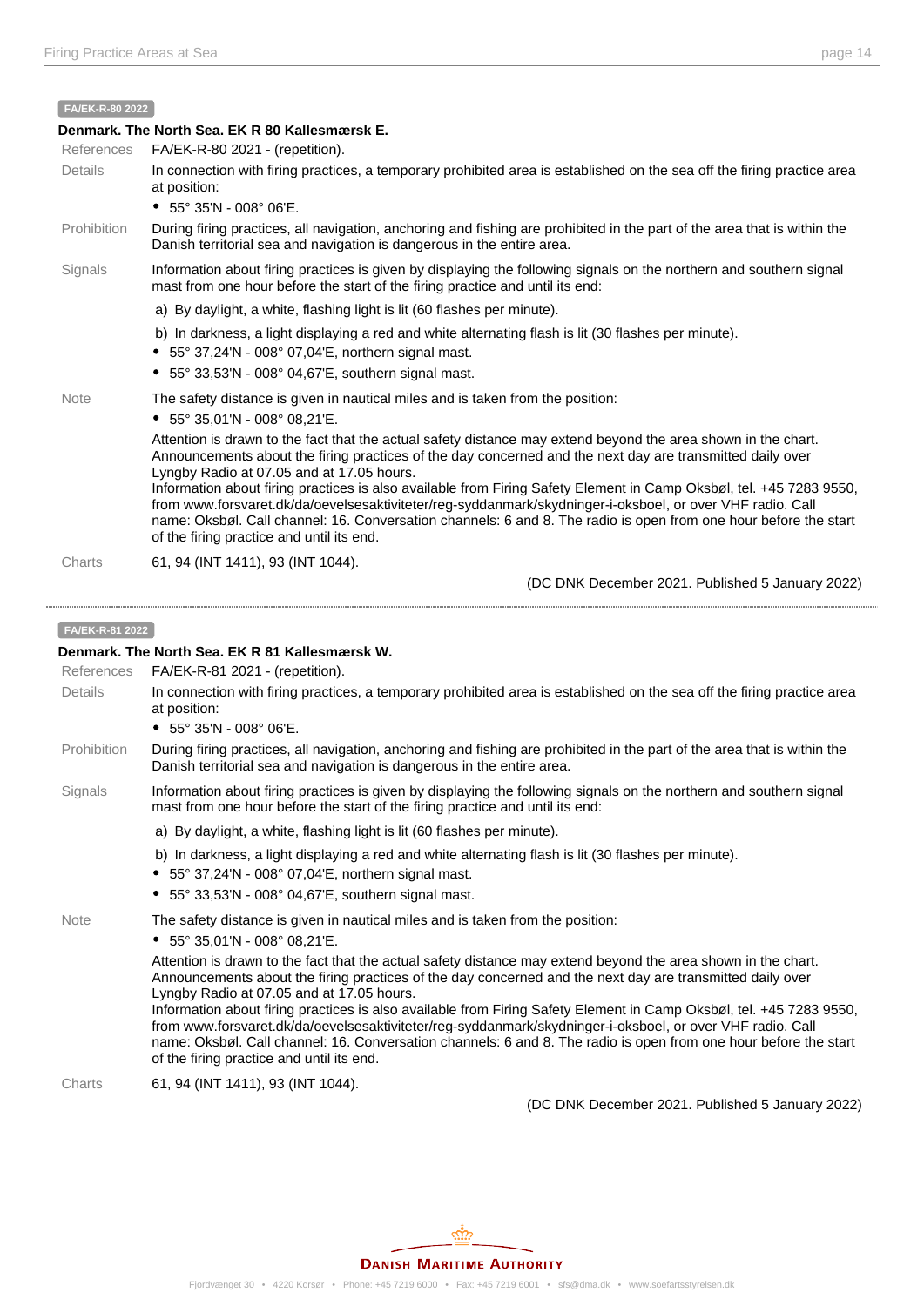**FA/EK-R-80 2022**

**Denmark. The North Sea. EK R 80 Kallesmærsk E.**

| | |
|---|---|
| References | FA/EK-R-80 2021 - (repetition). |
| Details | In connection with firing practices, a temporary prohibited area is established on the sea off the firing practice area at position:<br>• 55° 35'N - 008° 06'E. |
| Prohibition | During firing practices, all navigation, anchoring and fishing are prohibited in the part of the area that is within the Danish territorial sea and navigation is dangerous in the entire area. |
| Signals | Information about firing practices is given by displaying the following signals on the northern and southern signal mast from one hour before the start of the firing practice and until its end:<br>a) By daylight, a white, flashing light is lit (60 flashes per minute).<br>b) In darkness, a light displaying a red and white alternating flash is lit (30 flashes per minute).<br>• 55° 37,24'N - 008° 07,04'E, northern signal mast.<br>• 55° 33,53'N - 008° 04,67'E, southern signal mast. |
| Note | The safety distance is given in nautical miles and is taken from the position:<br>• 55° 35,01'N - 008° 08,21'E.<br>Attention is drawn to the fact that the actual safety distance may extend beyond the area shown in the chart. Announcements about the firing practices of the day concerned and the next day are transmitted daily over Lyngby Radio at 07.05 and at 17.05 hours.<br>Information about firing practices is also available from Firing Safety Element in Camp Oksbøl, tel. +45 7283 9550, from www.forsvaret.dk/da/oevelsesaktiviteter/reg-syddanmark/skydninger-i-oksboel, or over VHF radio. Call name: Oksbøl. Call channel: 16. Conversation channels: 6 and 8. The radio is open from one hour before the start of the firing practice and until its end. |
| Charts | 61, 94 (INT 1411), 93 (INT 1044). |

(DC DNK December 2021. Published 5 January 2022)

---

**FA/EK-R-81 2022**

**Denmark. The North Sea. EK R 81 Kallesmærsk W.**

| | |
|---|---|
| References | FA/EK-R-81 2021 - (repetition). |
| Details | In connection with firing practices, a temporary prohibited area is established on the sea off the firing practice area at position:<br>• 55° 35'N - 008° 06'E. |
| Prohibition | During firing practices, all navigation, anchoring and fishing are prohibited in the part of the area that is within the Danish territorial sea and navigation is dangerous in the entire area. |
| Signals | Information about firing practices is given by displaying the following signals on the northern and southern signal mast from one hour before the start of the firing practice and until its end:<br>a) By daylight, a white, flashing light is lit (60 flashes per minute).<br>b) In darkness, a light displaying a red and white alternating flash is lit (30 flashes per minute).<br>• 55° 37,24'N - 008° 07,04'E, northern signal mast.<br>• 55° 33,53'N - 008° 04,67'E, southern signal mast. |
| Note | The safety distance is given in nautical miles and is taken from the position:<br>• 55° 35,01'N - 008° 08,21'E.<br>Attention is drawn to the fact that the actual safety distance may extend beyond the area shown in the chart. Announcements about the firing practices of the day concerned and the next day are transmitted daily over Lyngby Radio at 07.05 and at 17.05 hours.<br>Information about firing practices is also available from Firing Safety Element in Camp Oksbøl, tel. +45 7283 9550, from www.forsvaret.dk/da/oevelsesaktiviteter/reg-syddanmark/skydninger-i-oksboel, or over VHF radio. Call name: Oksbøl. Call channel: 16. Conversation channels: 6 and 8. The radio is open from one hour before the start of the firing practice and until its end. |
| Charts | 61, 94 (INT 1411), 93 (INT 1044). |

(DC DNK December 2021. Published 5 January 2022)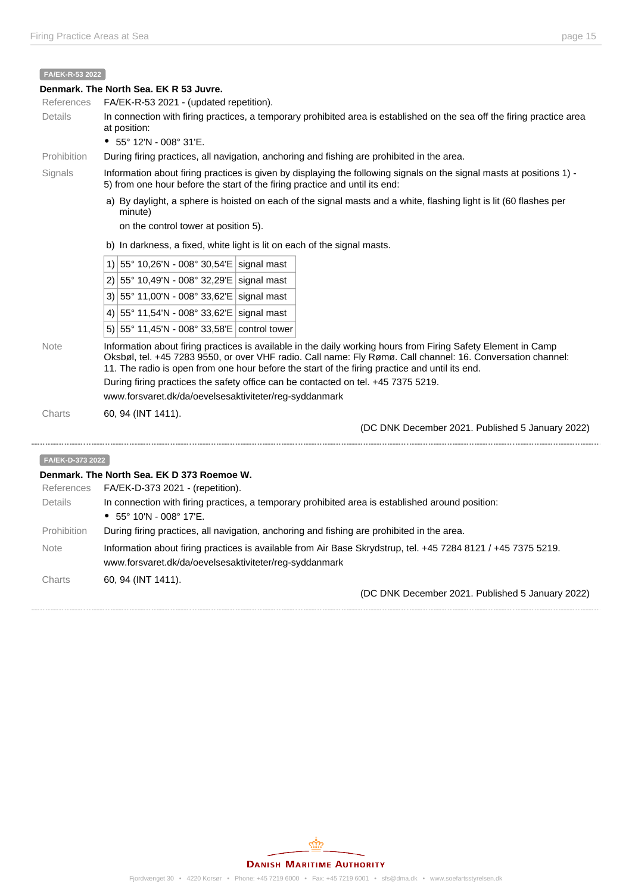FA/EK-R-53 2022

**Denmark. The North Sea. EK R 53 Juvre.**

References FA/EK-R-53 2021 - (updated repetition).

Details In connection with firing practices, a temporary prohibited area is established on the sea off the firing practice area at position:

- 55° 12'N - 008° 31'E.

Prohibition During firing practices, all navigation, anchoring and fishing are prohibited in the area.

Signals Information about firing practices is given by displaying the following signals on the signal masts at positions 1) - 5) from one hour before the start of the firing practice and until its end:

a) By daylight, a sphere is hoisted on each of the signal masts and a white, flashing light is lit (60 flashes per minute)

on the control tower at position 5).

b) In darkness, a fixed, white light is lit on each of the signal masts.

| | | |
|---|---|---|
| 1) | 55° 10,26'N - 008° 30,54'E | signal mast |
| 2) | 55° 10,49'N - 008° 32,29'E | signal mast |
| 3) | 55° 11,00'N - 008° 33,62'E | signal mast |
| 4) | 55° 11,54'N - 008° 33,62'E | signal mast |
| 5) | 55° 11,45'N - 008° 33,58'E | control tower |

Note Information about firing practices is available in the daily working hours from Firing Safety Element in Camp Oksbøl, tel. +45 7283 9550, or over VHF radio. Call name: Fly Rømø. Call channel: 16. Conversation channel: 11. The radio is open from one hour before the start of the firing practice and until its end.

During firing practices the safety office can be contacted on tel. +45 7375 5219.

www.forsvaret.dk/da/oevelsesaktiviteter/reg-syddanmark

Charts 60, 94 (INT 1411).

(DC DNK December 2021. Published 5 January 2022)

---

FA/EK-D-373 2022

**Denmark. The North Sea. EK D 373 Roemoe W.**

References FA/EK-D-373 2021 - (repetition).

Details In connection with firing practices, a temporary prohibited area is established around position:

- 55° 10'N - 008° 17'E.

Prohibition During firing practices, all navigation, anchoring and fishing are prohibited in the area.

Note Information about firing practices is available from Air Base Skrydstrup, tel. +45 7284 8121 / +45 7375 5219.

www.forsvaret.dk/da/oevelsesaktiviteter/reg-syddanmark

Charts 60, 94 (INT 1411).

(DC DNK December 2021. Published 5 January 2022)